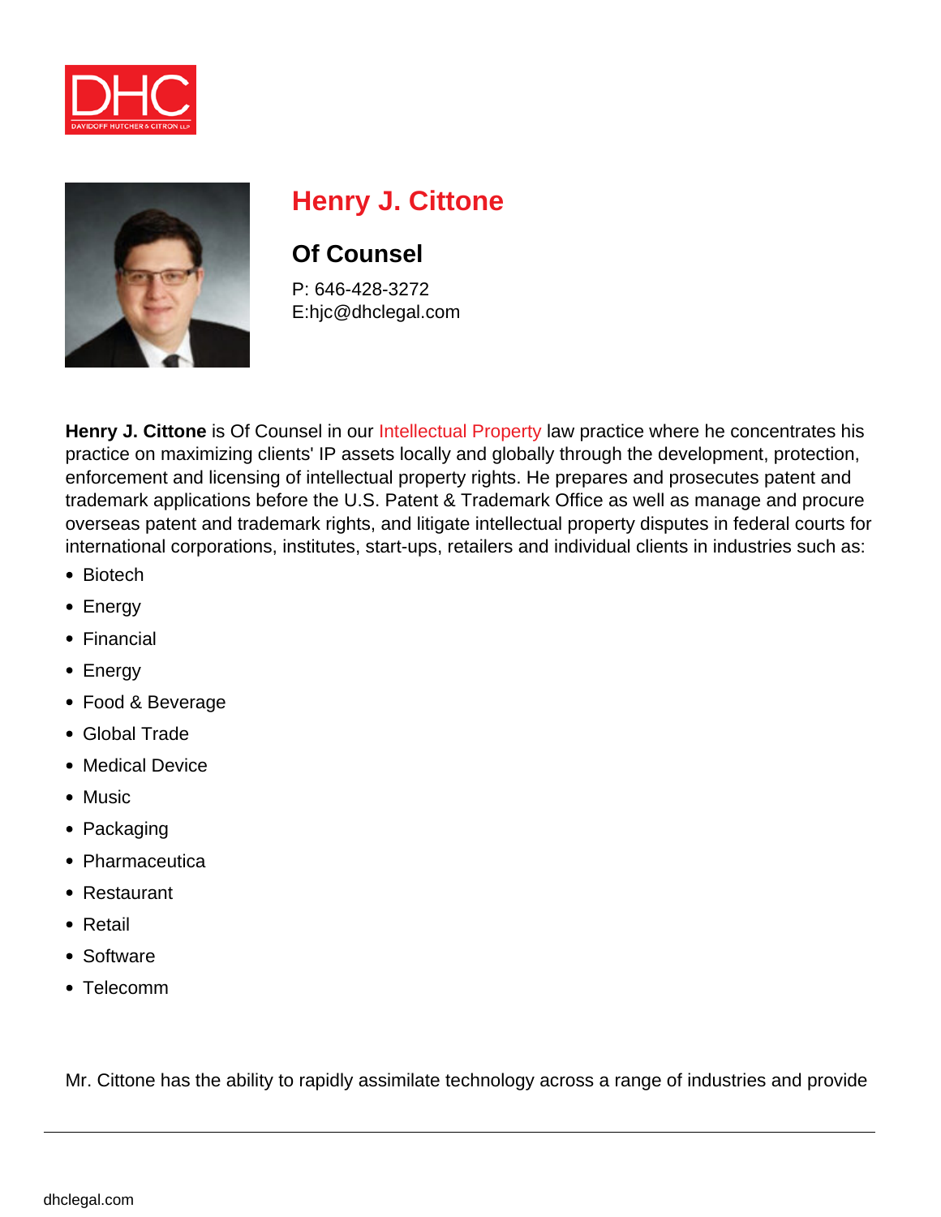# Henry J. Cittone

## Of Counsel

P: 646-428-3272
E:hjc@dhclegal.com

**Henry J. Cittone** is Of Counsel in our Intellectual Property law practice where he concentrates his practice on maximizing clients' IP assets locally and globally through the development, protection, enforcement and licensing of intellectual property rights. He prepares and prosecutes patent and trademark applications before the U.S. Patent & Trademark Office as well as manage and procure overseas patent and trademark rights, and litigate intellectual property disputes in federal courts for international corporations, institutes, start-ups, retailers and individual clients in industries such as:

- Biotech
- Energy
- Financial
- Energy
- Food & Beverage
- Global Trade
- Medical Device
- Music
- Packaging
- Pharmaceutica
- Restaurant
- Retail
- Software
- Telecomm

Mr. Cittone has the ability to rapidly assimilate technology across a range of industries and provide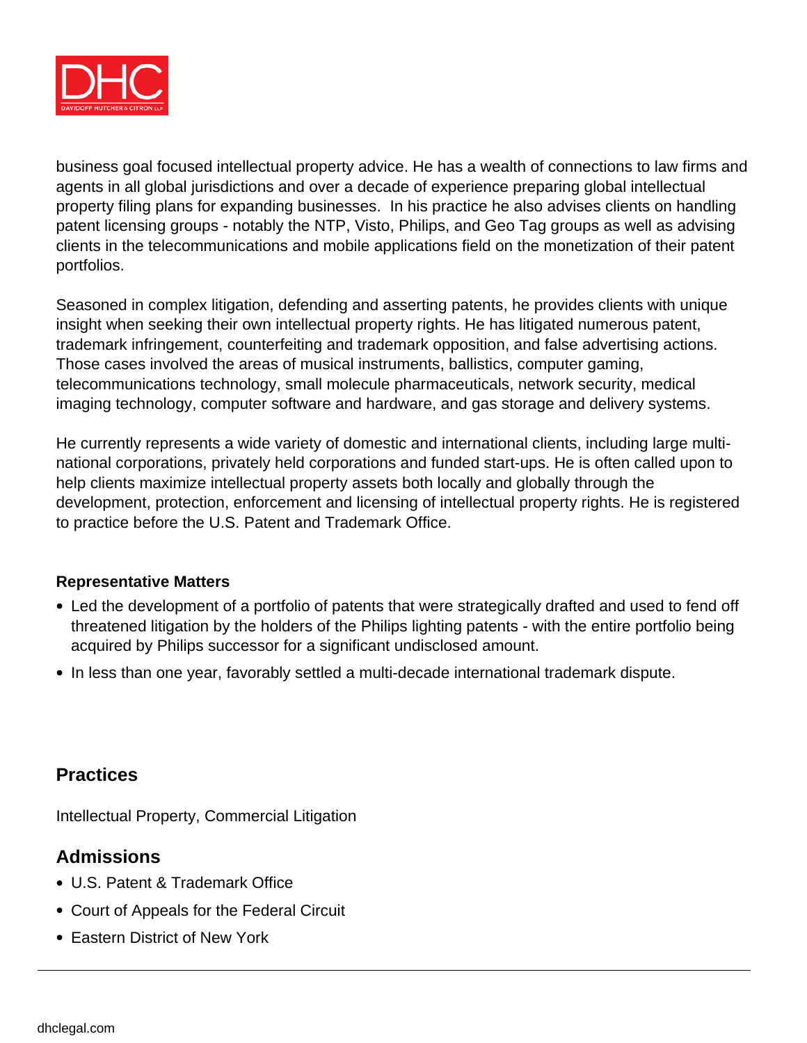business goal focused intellectual property advice. He has a wealth of connections to law firms and agents in all global jurisdictions and over a decade of experience preparing global intellectual property filing plans for expanding businesses. In his practice he also advises clients on handling patent licensing groups - notably the NTP, Visto, Philips, and Geo Tag groups as well as advising clients in the telecommunications and mobile applications field on the monetization of their patent portfolios.

Seasoned in complex litigation, defending and asserting patents, he provides clients with unique insight when seeking their own intellectual property rights. He has litigated numerous patent, trademark infringement, counterfeiting and trademark opposition, and false advertising actions. Those cases involved the areas of musical instruments, ballistics, computer gaming, telecommunications technology, small molecule pharmaceuticals, network security, medical imaging technology, computer software and hardware, and gas storage and delivery systems.

He currently represents a wide variety of domestic and international clients, including large multi-national corporations, privately held corporations and funded start-ups. He is often called upon to help clients maximize intellectual property assets both locally and globally through the development, protection, enforcement and licensing of intellectual property rights. He is registered to practice before the U.S. Patent and Trademark Office.

**Representative Matters**

- Led the development of a portfolio of patents that were strategically drafted and used to fend off threatened litigation by the holders of the Philips lighting patents - with the entire portfolio being acquired by Philips successor for a significant undisclosed amount.
- In less than one year, favorably settled a multi-decade international trademark dispute.

## Practices

Intellectual Property, Commercial Litigation

## Admissions

- U.S. Patent & Trademark Office
- Court of Appeals for the Federal Circuit
- Eastern District of New York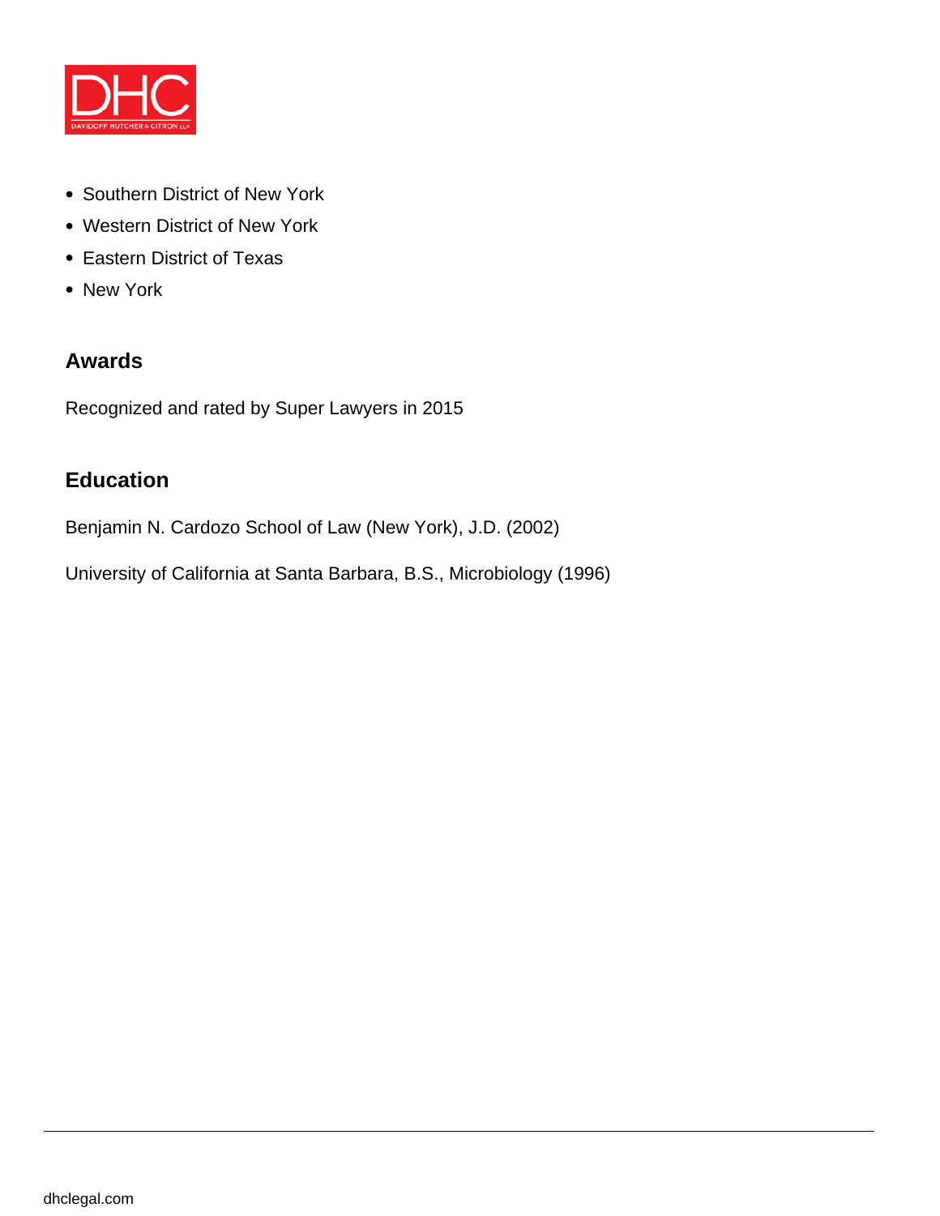- Southern District of New York
- Western District of New York
- Eastern District of Texas
- New York

## Awards

Recognized and rated by Super Lawyers in 2015

## Education

Benjamin N. Cardozo School of Law (New York), J.D. (2002)

University of California at Santa Barbara, B.S., Microbiology (1996)